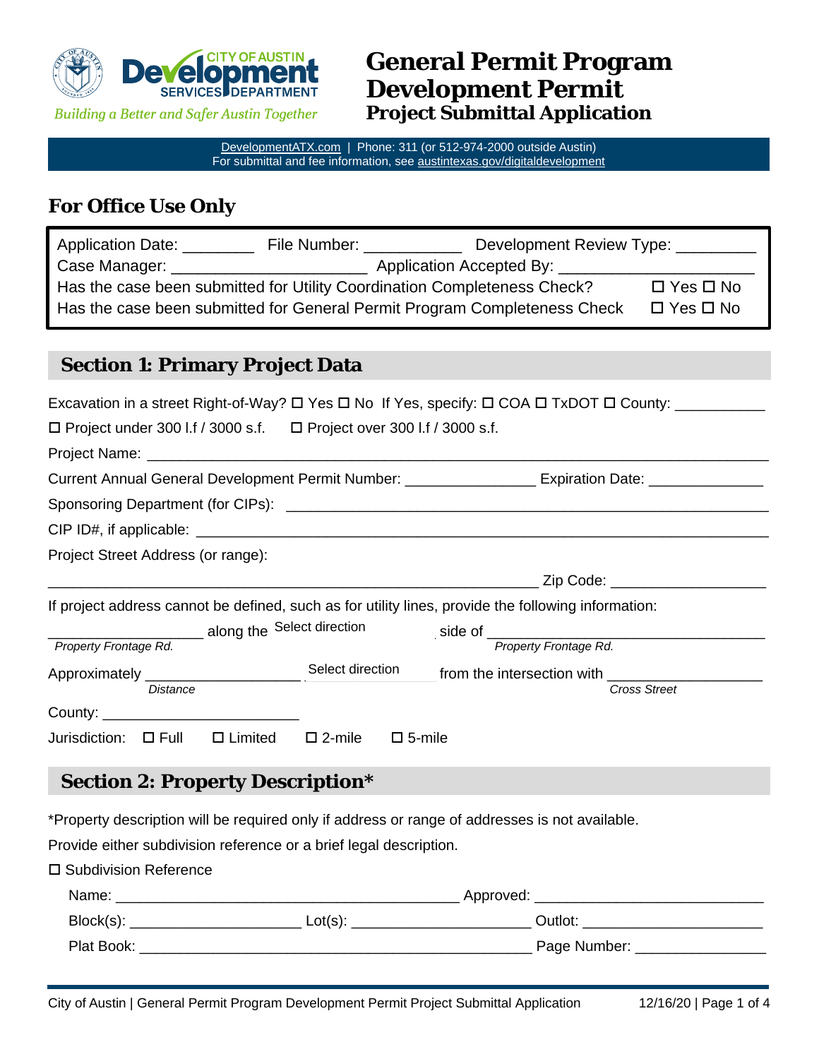# General Permit Program Development Permit

## Project Submittal Application

Building a Better and Safer Austin Together

DevelopmentATX.com | Phone: 311 (or 512-974-2000 outside Austin)
For submittal and fee information, see austintexas.gov/digitaldevelopment

## For Office Use Only

Application Date: ________ File Number: ___________ Development Review Type: _________

Case Manager: _____________________ Application Accepted By: ______________________

Has the case been submitted for Utility Coordination Completeness Check? ☐ Yes ☐ No

Has the case been submitted for General Permit Program Completeness Check ☐ Yes ☐ No

## Section 1: Primary Project Data

Excavation in a street Right-of-Way? ☐ Yes ☐ No If Yes, specify: ☐ COA ☐ TxDOT ☐ County: ___________

☐ Project under 300 l.f / 3000 s.f. ☐ Project over 300 l.f / 3000 s.f.

Project Name: ______________________________________________________________________

Current Annual General Development Permit Number: _______________ Expiration Date: _____________

Sponsoring Department (for CIPs): ____________________________________________________

CIP ID#, if applicable: ____________________________________________________________

Project Street Address (or range):

______________________________________________________ Zip Code: __________________

If project address cannot be defined, such as for utility lines, provide the following information:

_________________ along the Select direction side of ______________________________
*Property Frontage Rd.* *Property Frontage Rd.*

Approximately __________________ Select direction from the intersection with _________________
*Distance* *Cross Street*

County: ______________________

Jurisdiction: ☐ Full ☐ Limited ☐ 2-mile ☐ 5-mile

## Section 2: Property Description*

*Property description will be required only if address or range of addresses is not available.

Provide either subdivision reference or a brief legal description.

☐ Subdivision Reference

Name: ________________________________________ Approved: __________________________

Block(s): ____________________ Lot(s): _____________________ Outlot: _____________________

Plat Book: _____________________________________________ Page Number: _______________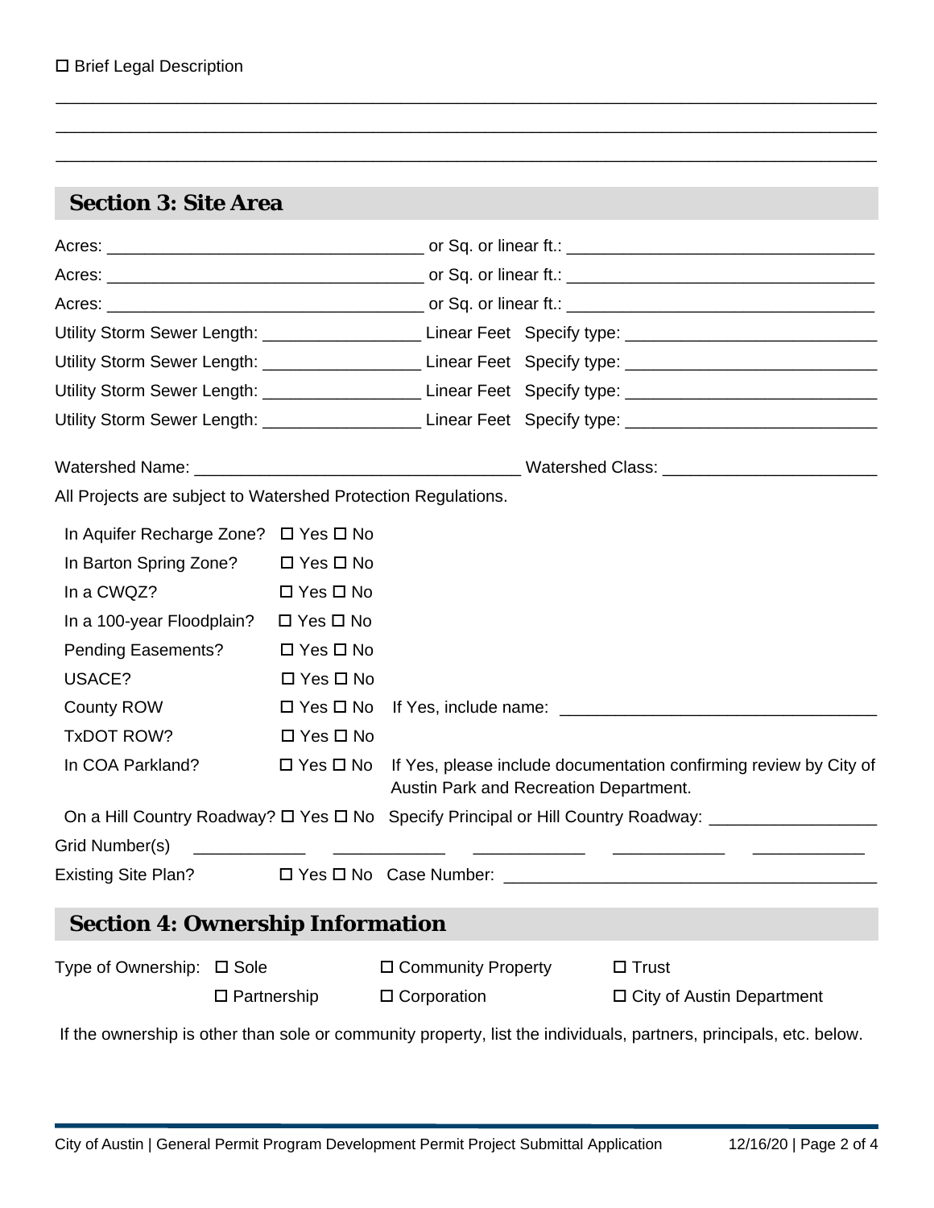☐ Brief Legal Description

\_\_\_\_\_\_\_\_\_\_\_\_\_\_\_\_\_\_\_\_\_\_\_\_\_\_\_\_\_\_\_\_\_\_\_\_\_\_\_\_\_\_\_\_\_\_\_\_\_\_\_\_\_\_\_\_\_\_\_\_\_\_\_\_\_\_\_\_\_\_\_\_\_\_\_\_\_\_

\_\_\_\_\_\_\_\_\_\_\_\_\_\_\_\_\_\_\_\_\_\_\_\_\_\_\_\_\_\_\_\_\_\_\_\_\_\_\_\_\_\_\_\_\_\_\_\_\_\_\_\_\_\_\_\_\_\_\_\_\_\_\_\_\_\_\_\_\_\_\_\_\_\_\_\_\_\_

\_\_\_\_\_\_\_\_\_\_\_\_\_\_\_\_\_\_\_\_\_\_\_\_\_\_\_\_\_\_\_\_\_\_\_\_\_\_\_\_\_\_\_\_\_\_\_\_\_\_\_\_\_\_\_\_\_\_\_\_\_\_\_\_\_\_\_\_\_\_\_\_\_\_\_\_\_\_

## Section 3: Site Area

Acres: \_\_\_\_\_\_\_\_\_\_\_\_\_\_\_\_\_\_\_\_\_\_\_\_\_\_\_\_\_\_ or Sq. or linear ft.: \_\_\_\_\_\_\_\_\_\_\_\_\_\_\_\_\_\_\_\_\_\_\_\_\_\_\_\_

Acres: \_\_\_\_\_\_\_\_\_\_\_\_\_\_\_\_\_\_\_\_\_\_\_\_\_\_\_\_\_\_ or Sq. or linear ft.: \_\_\_\_\_\_\_\_\_\_\_\_\_\_\_\_\_\_\_\_\_\_\_\_\_\_\_\_

Acres: \_\_\_\_\_\_\_\_\_\_\_\_\_\_\_\_\_\_\_\_\_\_\_\_\_\_\_\_\_\_ or Sq. or linear ft.: \_\_\_\_\_\_\_\_\_\_\_\_\_\_\_\_\_\_\_\_\_\_\_\_\_\_\_\_

Utility Storm Sewer Length: \_\_\_\_\_\_\_\_\_\_\_\_\_\_\_ Linear Feet Specify type: \_\_\_\_\_\_\_\_\_\_\_\_\_\_\_\_\_\_\_\_\_\_\_

Utility Storm Sewer Length: \_\_\_\_\_\_\_\_\_\_\_\_\_\_\_ Linear Feet Specify type: \_\_\_\_\_\_\_\_\_\_\_\_\_\_\_\_\_\_\_\_\_\_\_

Utility Storm Sewer Length: \_\_\_\_\_\_\_\_\_\_\_\_\_\_\_ Linear Feet Specify type: \_\_\_\_\_\_\_\_\_\_\_\_\_\_\_\_\_\_\_\_\_\_\_

Utility Storm Sewer Length: \_\_\_\_\_\_\_\_\_\_\_\_\_\_\_ Linear Feet Specify type: \_\_\_\_\_\_\_\_\_\_\_\_\_\_\_\_\_\_\_\_\_\_\_

Watershed Name: \_\_\_\_\_\_\_\_\_\_\_\_\_\_\_\_\_\_\_\_\_\_\_\_\_\_\_\_\_\_ Watershed Class: \_\_\_\_\_\_\_\_\_\_\_\_\_\_\_\_\_\_\_\_

All Projects are subject to Watershed Protection Regulations.

In Aquifer Recharge Zone? ☐ Yes ☐ No

In Barton Spring Zone? ☐ Yes ☐ No

In a CWQZ? ☐ Yes ☐ No

In a 100-year Floodplain? ☐ Yes ☐ No

Pending Easements? ☐ Yes ☐ No

USACE? ☐ Yes ☐ No

County ROW ☐ Yes ☐ No If Yes, include name: \_\_\_\_\_\_\_\_\_\_\_\_\_\_\_\_\_\_\_\_\_\_\_\_\_\_\_\_\_\_

TxDOT ROW? ☐ Yes ☐ No

In COA Parkland? ☐ Yes ☐ No If Yes, please include documentation confirming review by City of Austin Park and Recreation Department.

On a Hill Country Roadway? ☐ Yes ☐ No Specify Principal or Hill Country Roadway: \_\_\_\_\_\_\_\_\_\_\_\_\_\_\_\_

Grid Number(s) \_\_\_\_\_\_\_\_\_\_ \_\_\_\_\_\_\_\_\_\_ \_\_\_\_\_\_\_\_\_\_ \_\_\_\_\_\_\_\_\_\_ \_\_\_\_\_\_\_\_\_\_

Existing Site Plan? ☐ Yes ☐ No Case Number: \_\_\_\_\_\_\_\_\_\_\_\_\_\_\_\_\_\_\_\_\_\_\_\_\_\_\_\_\_\_\_\_\_\_\_

## Section 4: Ownership Information

Type of Ownership: ☐ Sole ☐ Community Property ☐ Trust

☐ Partnership ☐ Corporation ☐ City of Austin Department

If the ownership is other than sole or community property, list the individuals, partners, principals, etc. below.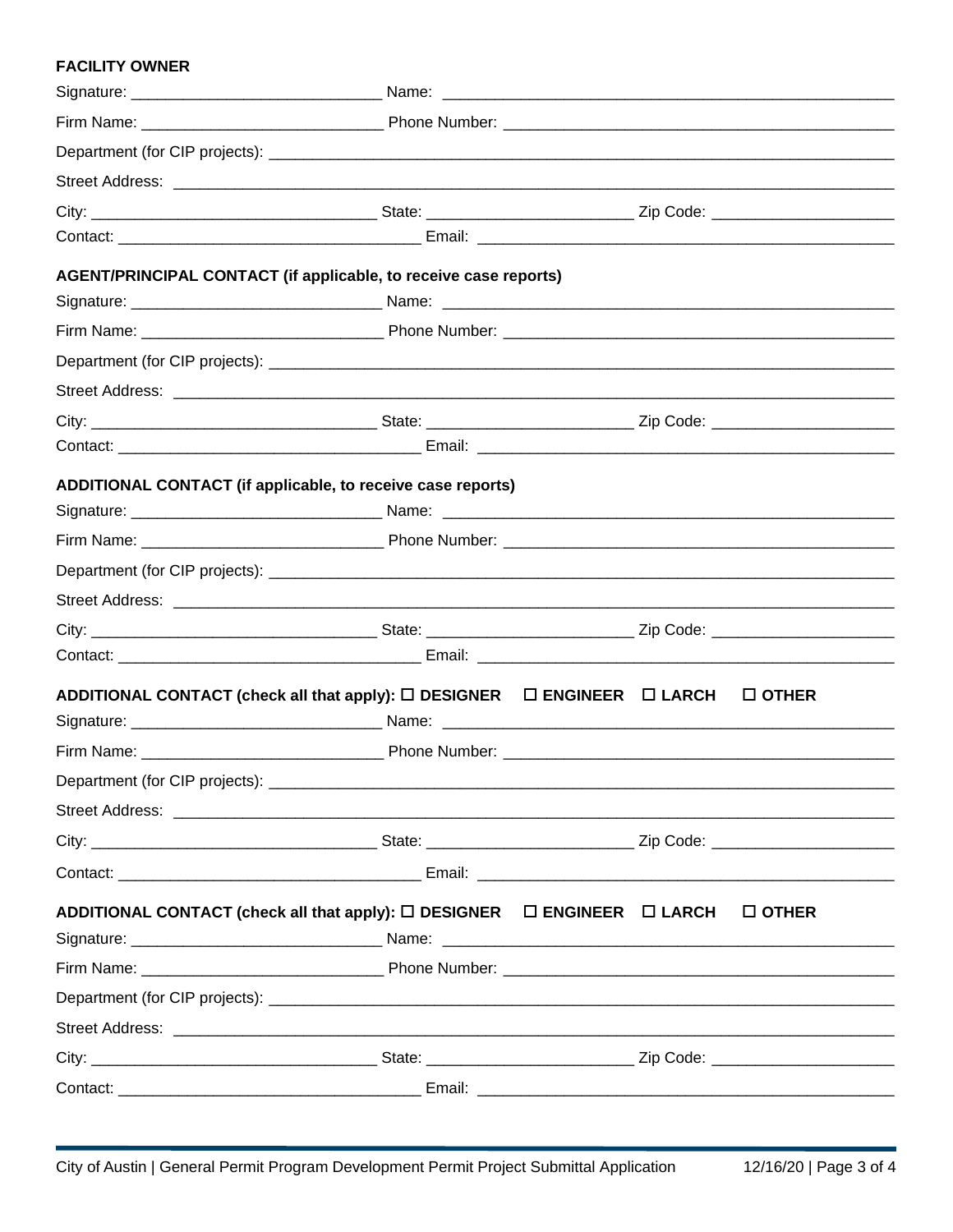**FACILITY OWNER**

Signature: ______________________________ Name: ________________________________________________________

Firm Name: ____________________________ Phone Number: _______________________________________________

Department (for CIP projects): ________________________________________________________________________

Street Address: _________________________________________________________________________________

City: __________________________________ State: ________________________ Zip Code: _____________________

Contact: ____________________________________ Email: ______________________________________________

**AGENT/PRINCIPAL CONTACT (if applicable, to receive case reports)**

Signature: ______________________________ Name: ________________________________________________________

Firm Name: ____________________________ Phone Number: _______________________________________________

Department (for CIP projects): ________________________________________________________________________

Street Address: _________________________________________________________________________________

City: __________________________________ State: ________________________ Zip Code: _____________________

Contact: ____________________________________ Email: ______________________________________________

**ADDITIONAL CONTACT (if applicable, to receive case reports)**

Signature: ______________________________ Name: ________________________________________________________

Firm Name: ____________________________ Phone Number: _______________________________________________

Department (for CIP projects): ________________________________________________________________________

Street Address: _________________________________________________________________________________

City: __________________________________ State: ________________________ Zip Code: _____________________

Contact: ____________________________________ Email: ______________________________________________

**ADDITIONAL CONTACT (check all that apply): ☐ DESIGNER ☐ ENGINEER ☐ LARCH ☐ OTHER**

Signature: ______________________________ Name: ________________________________________________________

Firm Name: ____________________________ Phone Number: _______________________________________________

Department (for CIP projects): ________________________________________________________________________

Street Address: _________________________________________________________________________________

City: __________________________________ State: ________________________ Zip Code: _____________________

Contact: ____________________________________ Email: ______________________________________________

**ADDITIONAL CONTACT (check all that apply): ☐ DESIGNER ☐ ENGINEER ☐ LARCH ☐ OTHER**

Signature: ______________________________ Name: ________________________________________________________

Firm Name: ____________________________ Phone Number: _______________________________________________

Department (for CIP projects): ________________________________________________________________________

Street Address: _________________________________________________________________________________

City: __________________________________ State: ________________________ Zip Code: _____________________

Contact: ____________________________________ Email: ______________________________________________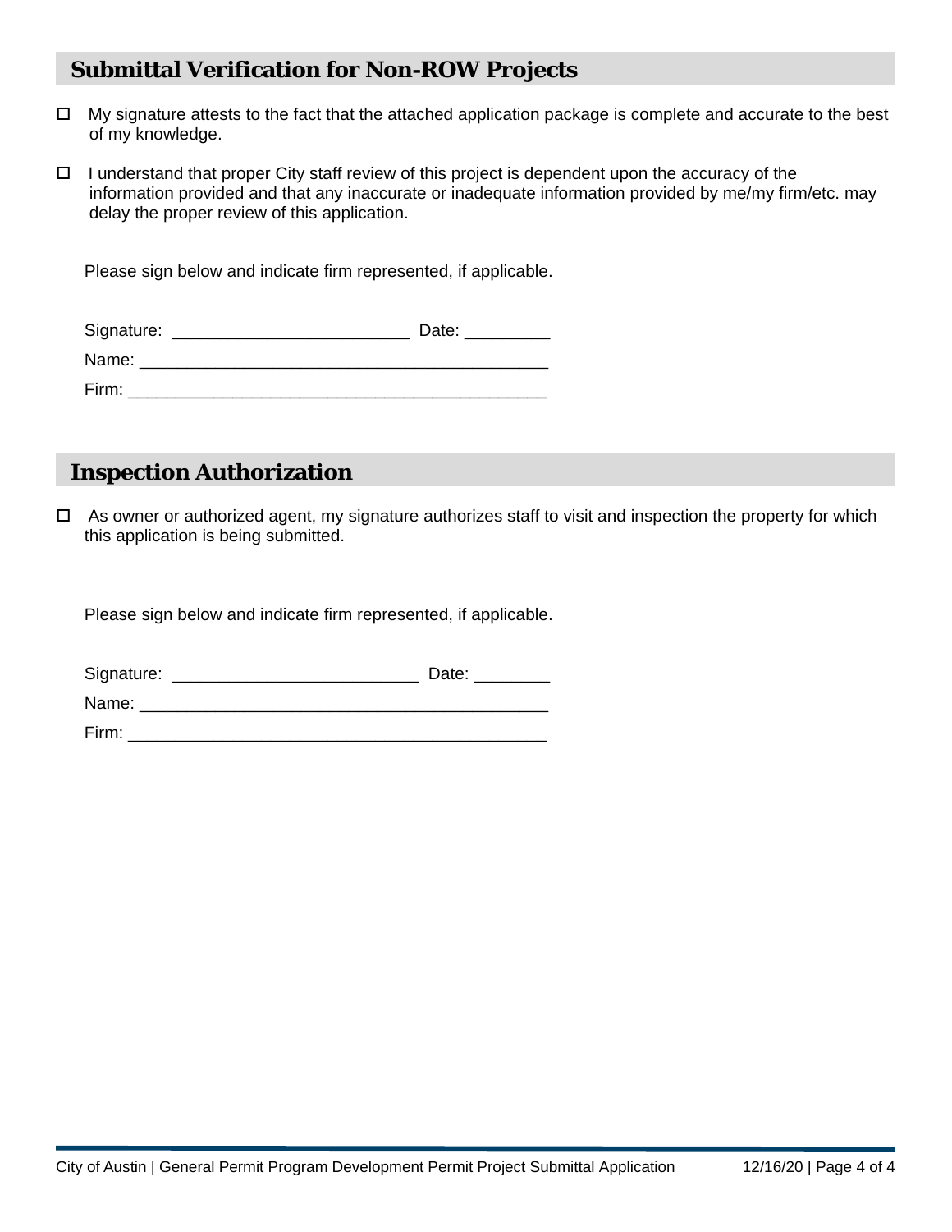## Submittal Verification for Non-ROW Projects

- ☐ My signature attests to the fact that the attached application package is complete and accurate to the best of my knowledge.
- ☐ I understand that proper City staff review of this project is dependent upon the accuracy of the information provided and that any inaccurate or inadequate information provided by me/my firm/etc. may delay the proper review of this application.

Please sign below and indicate firm represented, if applicable.

Signature: _________________________ Date: _________

Name: ___________________________________________

Firm: ____________________________________________

## Inspection Authorization

- ☐ As owner or authorized agent, my signature authorizes staff to visit and inspection the property for which this application is being submitted.

Please sign below and indicate firm represented, if applicable.

Signature: __________________________ Date: ________

Name: ___________________________________________

Firm: ____________________________________________